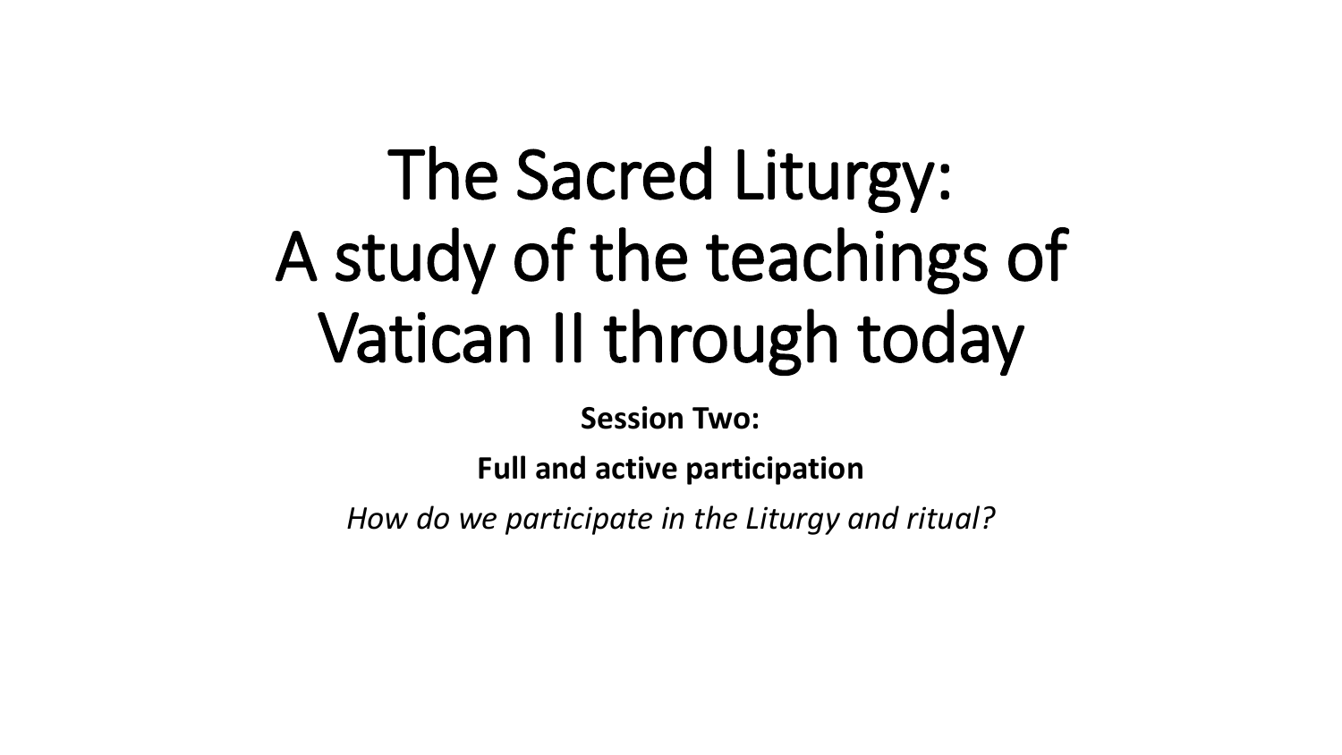# The Sacred Liturgy: A study of the teachings of Vatican II through today

**Session Two:**

**Full and active participation**

*How do we participate in the Liturgy and ritual?*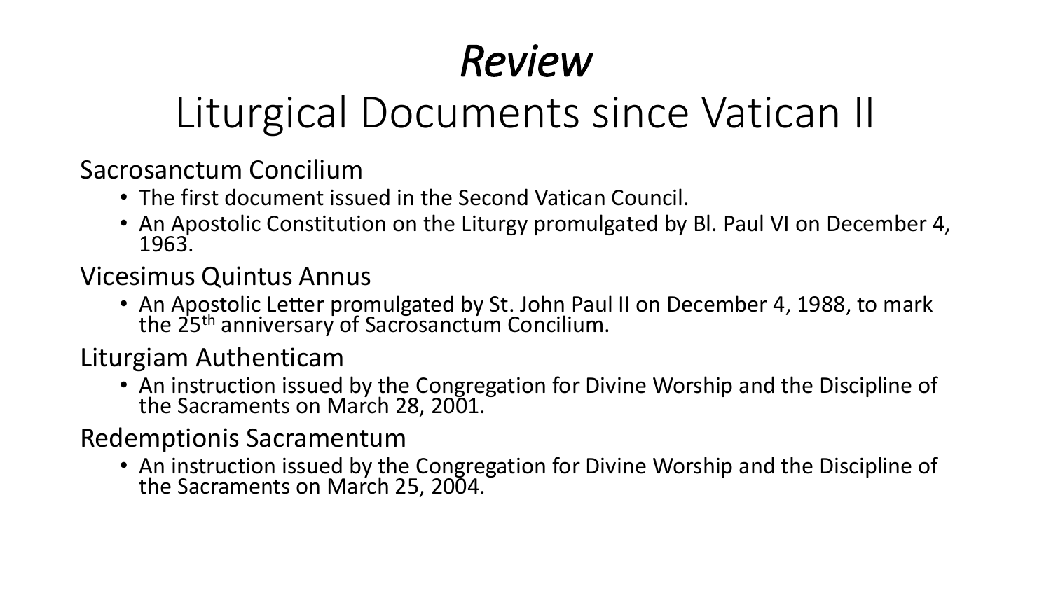# *Review*
## Liturgical Documents since Vatican II

Sacrosanctum Concilium

- The first document issued in the Second Vatican Council.
- An Apostolic Constitution on the Liturgy promulgated by Bl. Paul VI on December 4, 1963.

Vicesimus Quintus Annus

- An Apostolic Letter promulgated by St. John Paul II on December 4, 1988, to mark the 25th anniversary of Sacrosanctum Concilium.

Liturgiam Authenticam

- An instruction issued by the Congregation for Divine Worship and the Discipline of the Sacraments on March 28, 2001.

Redemptionis Sacramentum

- An instruction issued by the Congregation for Divine Worship and the Discipline of the Sacraments on March 25, 2004.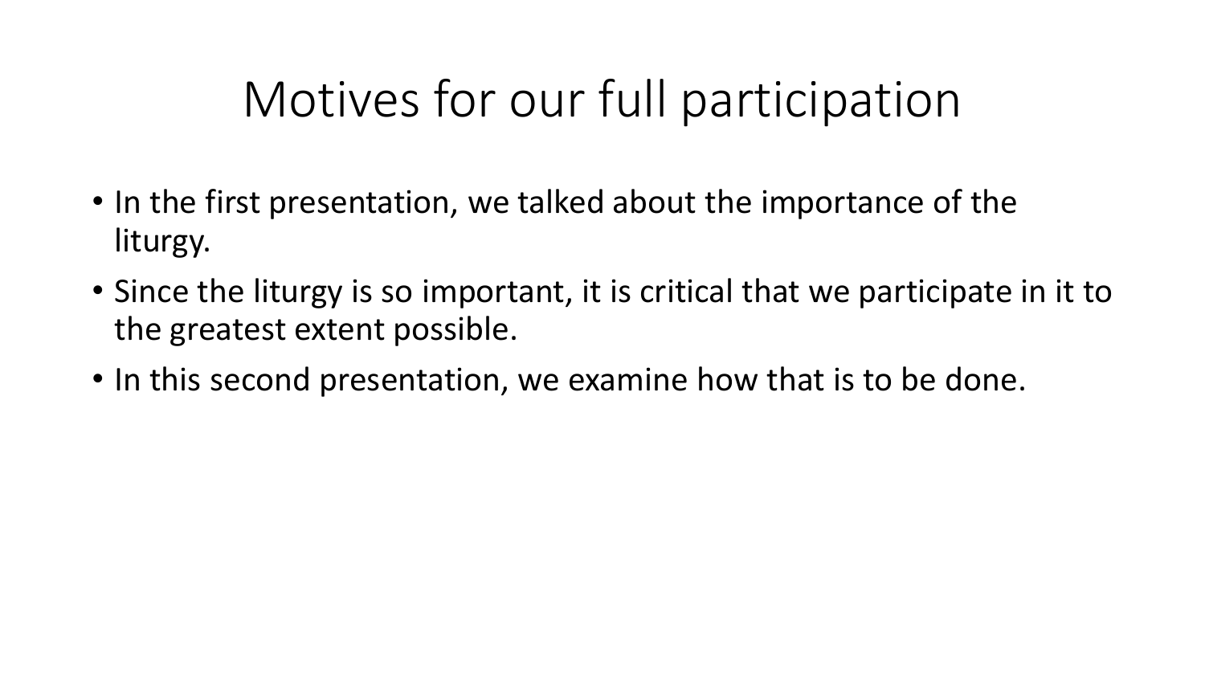# Motives for our full participation

- In the first presentation, we talked about the importance of the liturgy.
- Since the liturgy is so important, it is critical that we participate in it to the greatest extent possible.
- In this second presentation, we examine how that is to be done.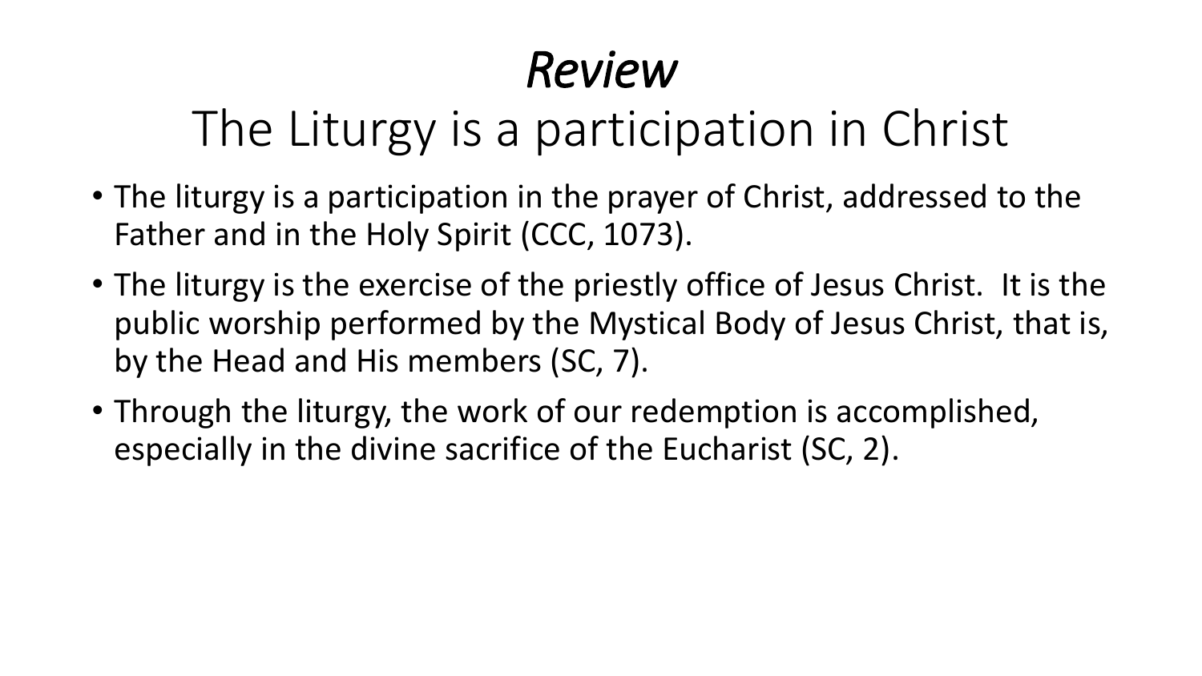# *Review*

## The Liturgy is a participation in Christ

- The liturgy is a participation in the prayer of Christ, addressed to the Father and in the Holy Spirit (CCC, 1073).
- The liturgy is the exercise of the priestly office of Jesus Christ. It is the public worship performed by the Mystical Body of Jesus Christ, that is, by the Head and His members (SC, 7).
- Through the liturgy, the work of our redemption is accomplished, especially in the divine sacrifice of the Eucharist (SC, 2).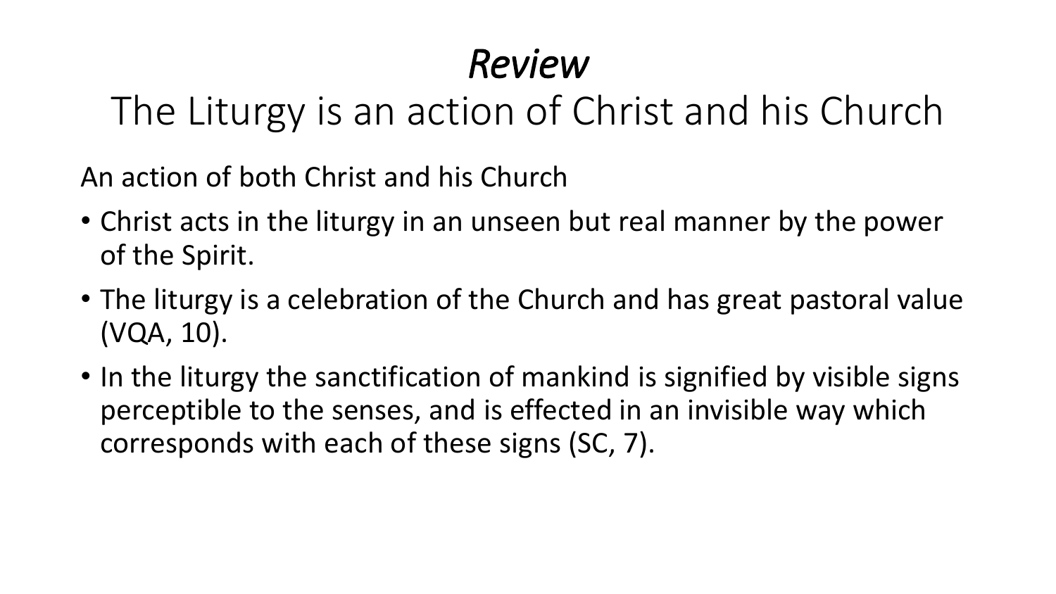# *Review*

## The Liturgy is an action of Christ and his Church

An action of both Christ and his Church

- Christ acts in the liturgy in an unseen but real manner by the power of the Spirit.
- The liturgy is a celebration of the Church and has great pastoral value (VQA, 10).
- In the liturgy the sanctification of mankind is signified by visible signs perceptible to the senses, and is effected in an invisible way which corresponds with each of these signs (SC, 7).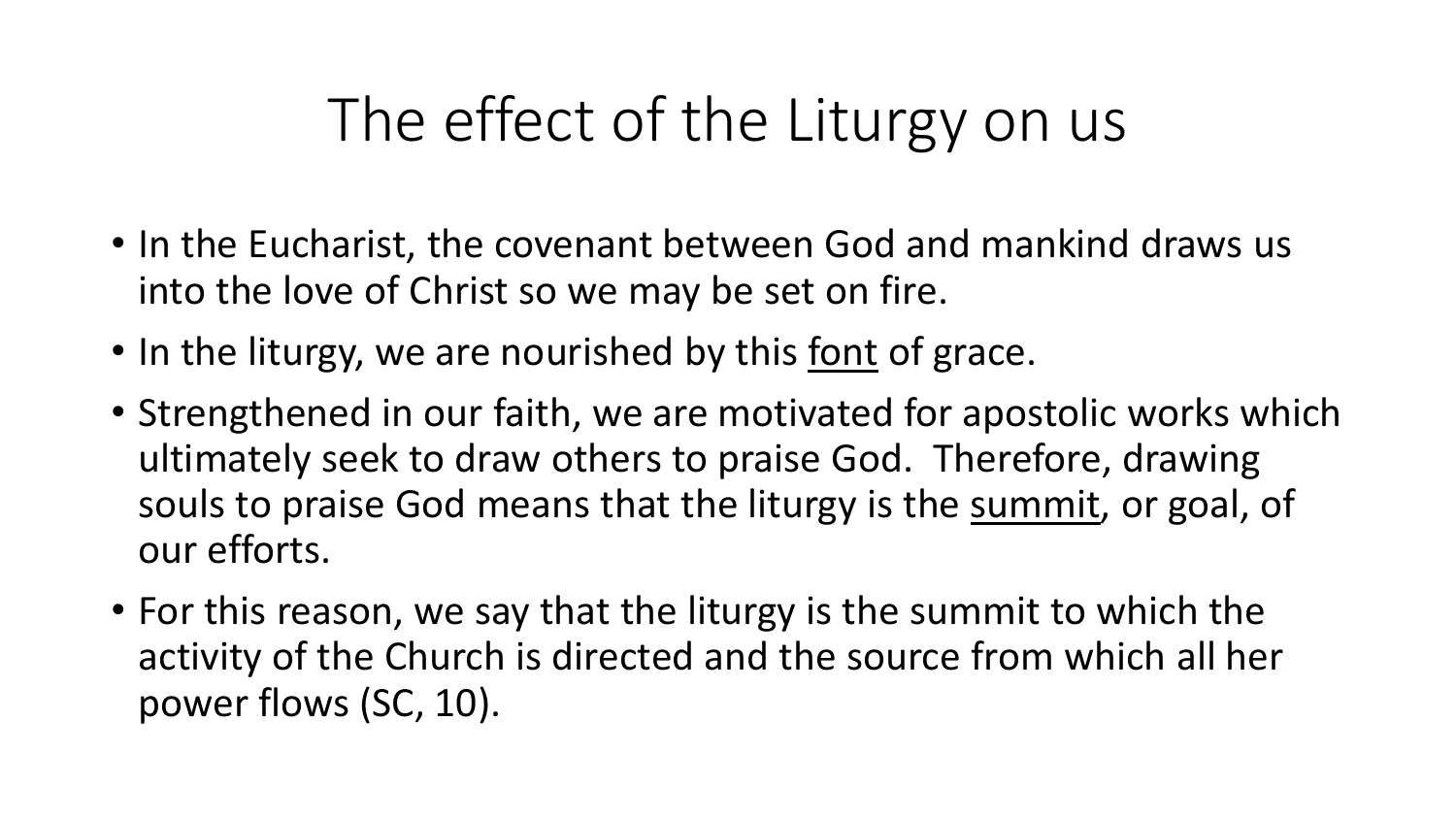# The effect of the Liturgy on us

- In the Eucharist, the covenant between God and mankind draws us into the love of Christ so we may be set on fire.
- In the liturgy, we are nourished by this <u>font</u> of grace.
- Strengthened in our faith, we are motivated for apostolic works which ultimately seek to draw others to praise God. Therefore, drawing souls to praise God means that the liturgy is the <u>summit</u>, or goal, of our efforts.
- For this reason, we say that the liturgy is the summit to which the activity of the Church is directed and the source from which all her power flows (SC, 10).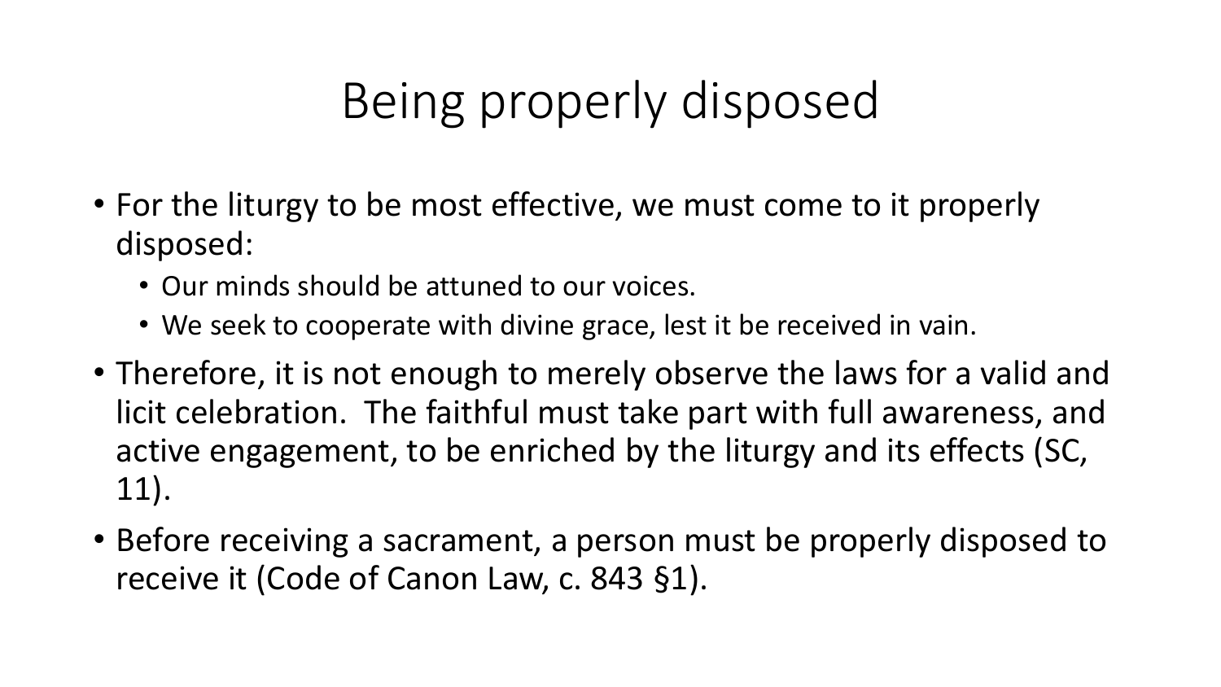# Being properly disposed

- For the liturgy to be most effective, we must come to it properly disposed:
  - Our minds should be attuned to our voices.
  - We seek to cooperate with divine grace, lest it be received in vain.
- Therefore, it is not enough to merely observe the laws for a valid and licit celebration. The faithful must take part with full awareness, and active engagement, to be enriched by the liturgy and its effects (SC, 11).
- Before receiving a sacrament, a person must be properly disposed to receive it (Code of Canon Law, c. 843 §1).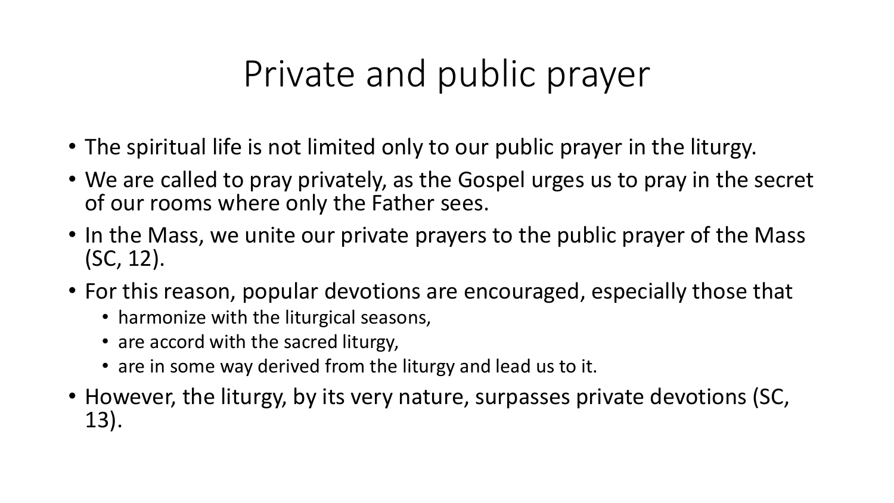# Private and public prayer

- The spiritual life is not limited only to our public prayer in the liturgy.
- We are called to pray privately, as the Gospel urges us to pray in the secret of our rooms where only the Father sees.
- In the Mass, we unite our private prayers to the public prayer of the Mass (SC, 12).
- For this reason, popular devotions are encouraged, especially those that
  - harmonize with the liturgical seasons,
  - are accord with the sacred liturgy,
  - are in some way derived from the liturgy and lead us to it.
- However, the liturgy, by its very nature, surpasses private devotions (SC, 13).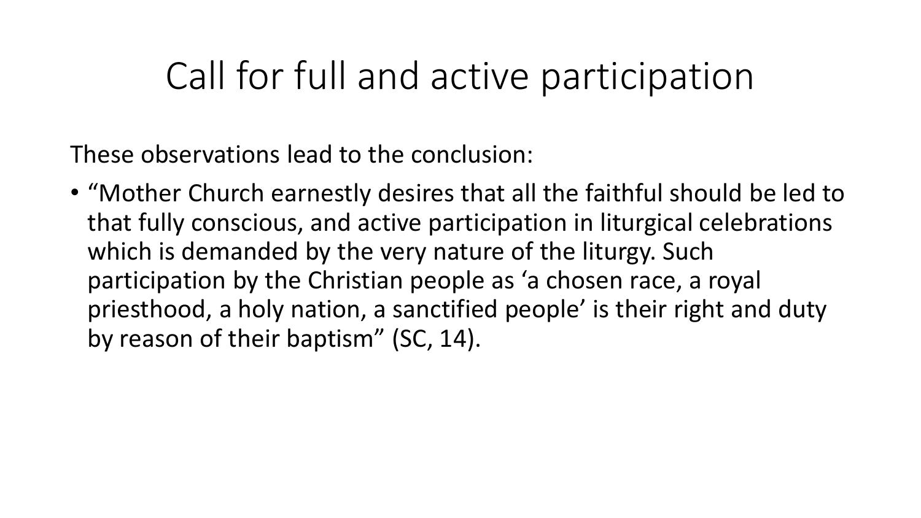# Call for full and active participation

These observations lead to the conclusion:

- "Mother Church earnestly desires that all the faithful should be led to that fully conscious, and active participation in liturgical celebrations which is demanded by the very nature of the liturgy. Such participation by the Christian people as 'a chosen race, a royal priesthood, a holy nation, a sanctified people' is their right and duty by reason of their baptism" (SC, 14).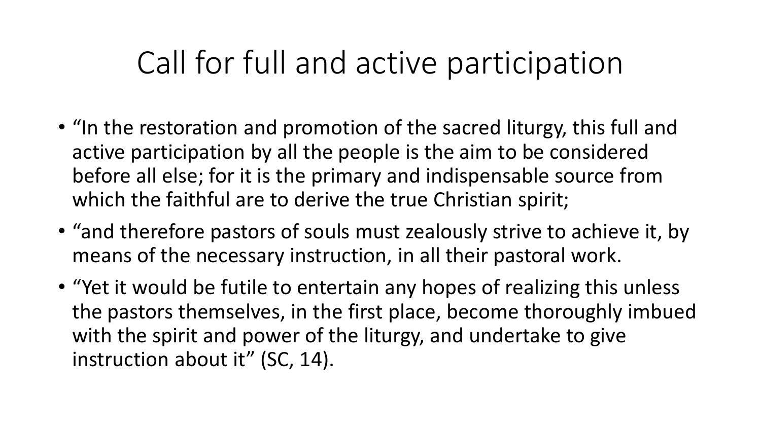# Call for full and active participation

- "In the restoration and promotion of the sacred liturgy, this full and active participation by all the people is the aim to be considered before all else; for it is the primary and indispensable source from which the faithful are to derive the true Christian spirit;
- "and therefore pastors of souls must zealously strive to achieve it, by means of the necessary instruction, in all their pastoral work.
- "Yet it would be futile to entertain any hopes of realizing this unless the pastors themselves, in the first place, become thoroughly imbued with the spirit and power of the liturgy, and undertake to give instruction about it" (SC, 14).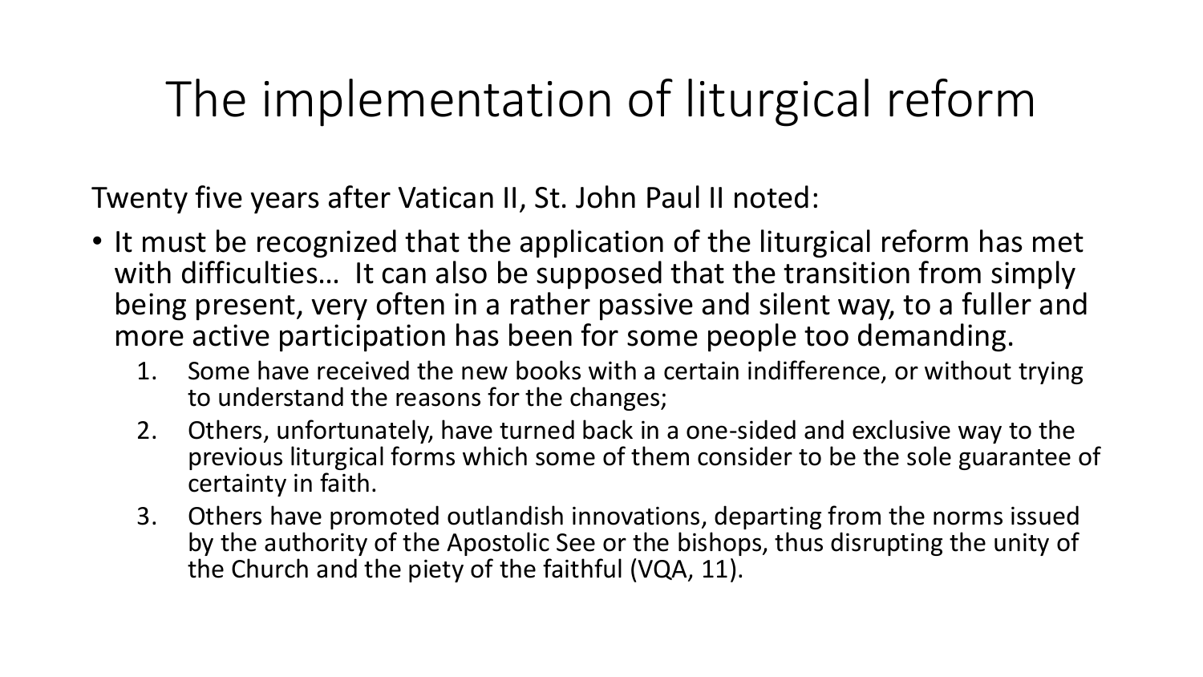# The implementation of liturgical reform

Twenty five years after Vatican II, St. John Paul II noted:

- It must be recognized that the application of the liturgical reform has met with difficulties… It can also be supposed that the transition from simply being present, very often in a rather passive and silent way, to a fuller and more active participation has been for some people too demanding.
  1. Some have received the new books with a certain indifference, or without trying to understand the reasons for the changes;
  2. Others, unfortunately, have turned back in a one-sided and exclusive way to the previous liturgical forms which some of them consider to be the sole guarantee of certainty in faith.
  3. Others have promoted outlandish innovations, departing from the norms issued by the authority of the Apostolic See or the bishops, thus disrupting the unity of the Church and the piety of the faithful (VQA, 11).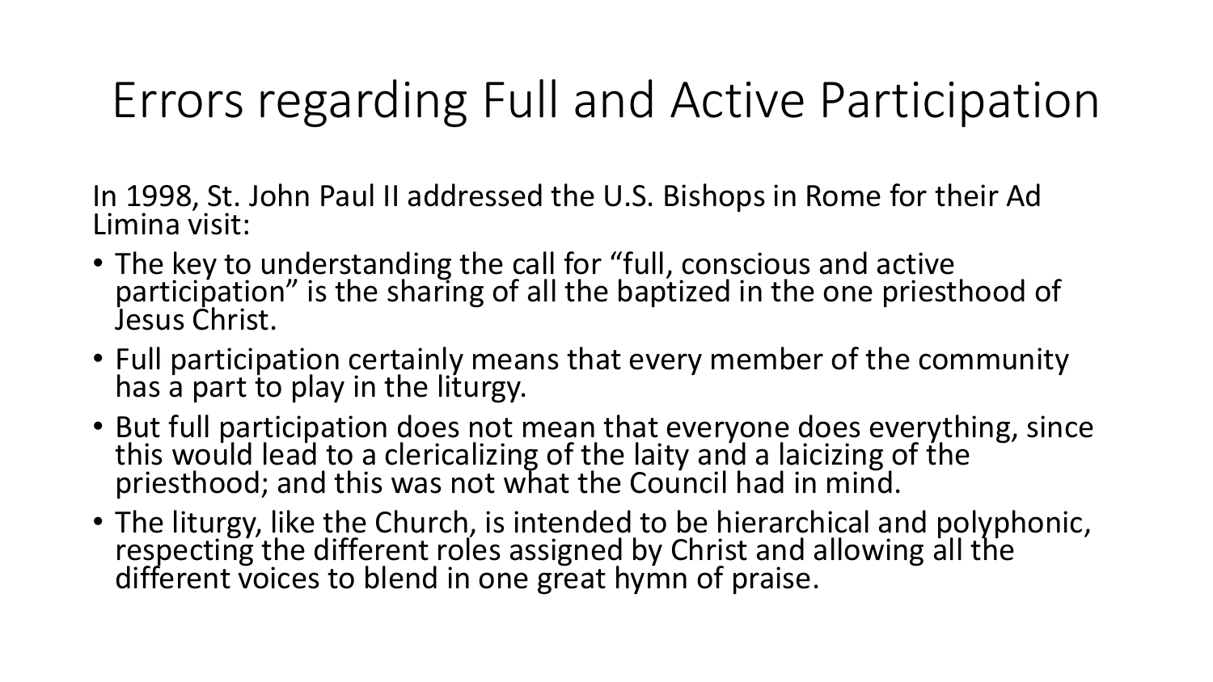# Errors regarding Full and Active Participation

In 1998, St. John Paul II addressed the U.S. Bishops in Rome for their Ad Limina visit:

- The key to understanding the call for "full, conscious and active participation" is the sharing of all the baptized in the one priesthood of Jesus Christ.
- Full participation certainly means that every member of the community has a part to play in the liturgy.
- But full participation does not mean that everyone does everything, since this would lead to a clericalizing of the laity and a laicizing of the priesthood; and this was not what the Council had in mind.
- The liturgy, like the Church, is intended to be hierarchical and polyphonic, respecting the different roles assigned by Christ and allowing all the different voices to blend in one great hymn of praise.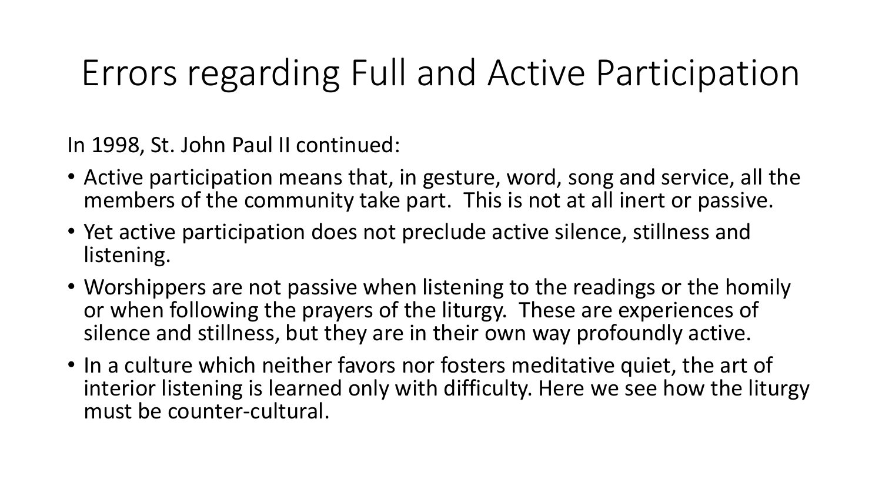# Errors regarding Full and Active Participation

In 1998, St. John Paul II continued:

- Active participation means that, in gesture, word, song and service, all the members of the community take part. This is not at all inert or passive.
- Yet active participation does not preclude active silence, stillness and listening.
- Worshippers are not passive when listening to the readings or the homily or when following the prayers of the liturgy. These are experiences of silence and stillness, but they are in their own way profoundly active.
- In a culture which neither favors nor fosters meditative quiet, the art of interior listening is learned only with difficulty. Here we see how the liturgy must be counter-cultural.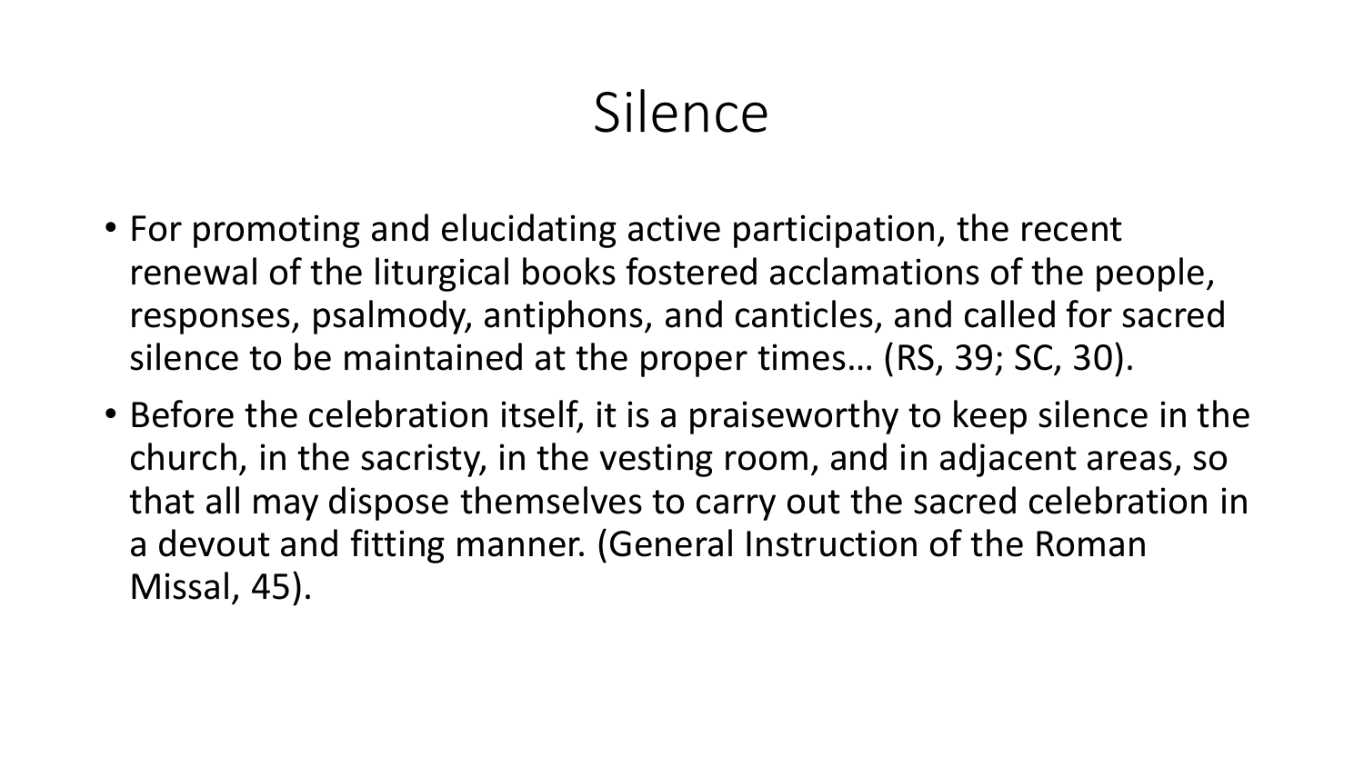# Silence

- For promoting and elucidating active participation, the recent renewal of the liturgical books fostered acclamations of the people, responses, psalmody, antiphons, and canticles, and called for sacred silence to be maintained at the proper times… (RS, 39; SC, 30).
- Before the celebration itself, it is a praiseworthy to keep silence in the church, in the sacristy, in the vesting room, and in adjacent areas, so that all may dispose themselves to carry out the sacred celebration in a devout and fitting manner. (General Instruction of the Roman Missal, 45).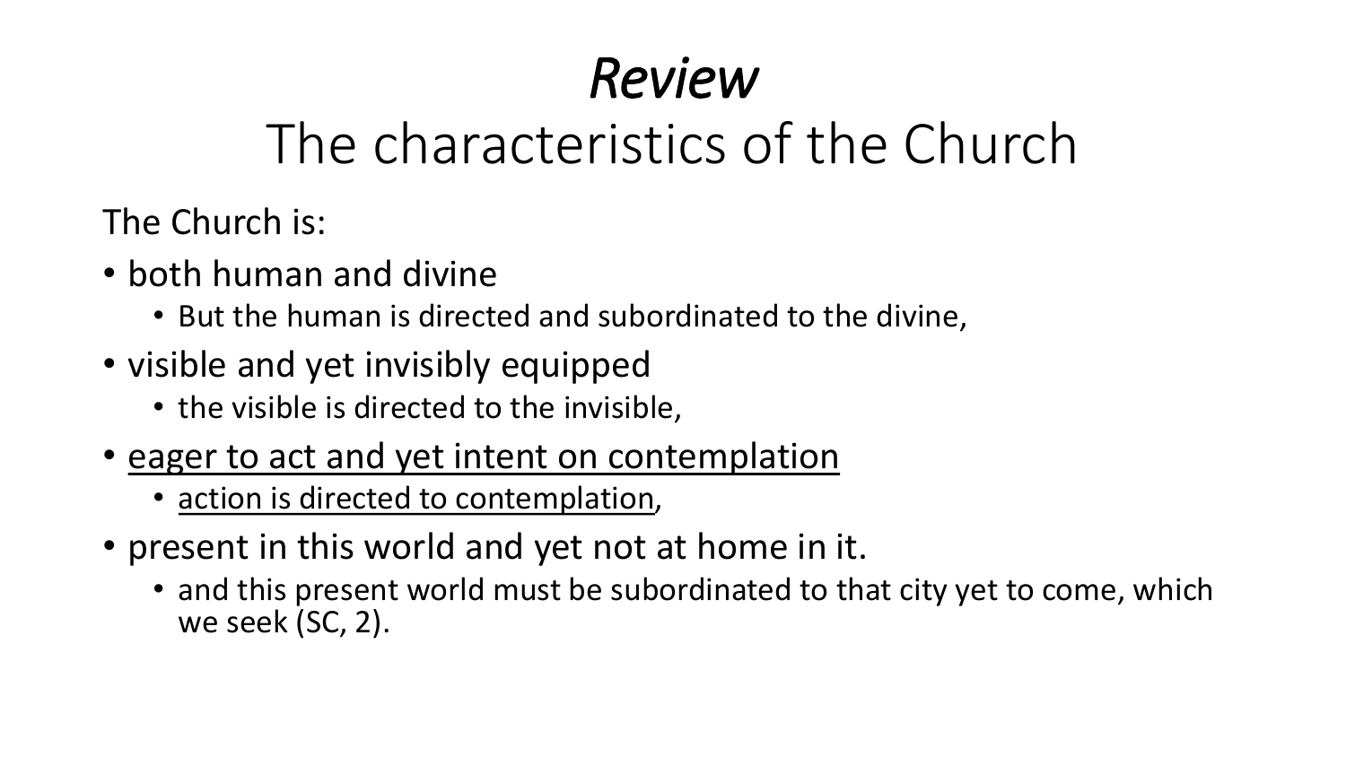# *Review*
## The characteristics of the Church

The Church is:

- both human and divine
  - But the human is directed and subordinated to the divine,
- visible and yet invisibly equipped
  - the visible is directed to the invisible,
- <u>eager to act and yet intent on contemplation</u>
  - <u>action is directed to contemplation</u>,
- present in this world and yet not at home in it.
  - and this present world must be subordinated to that city yet to come, which we seek (SC, 2).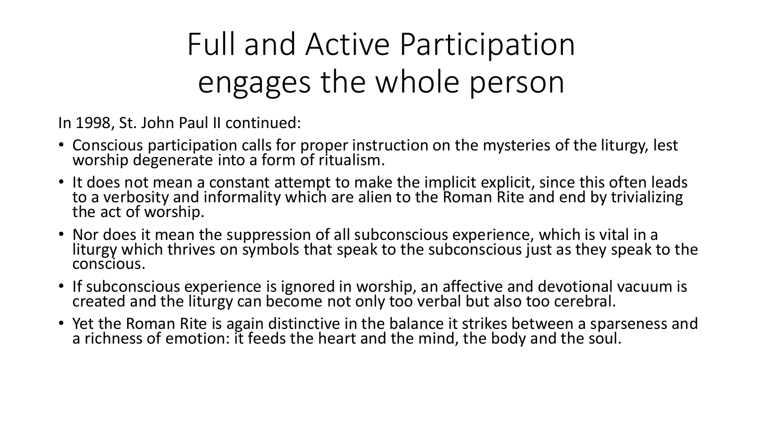# Full and Active Participation engages the whole person

In 1998, St. John Paul II continued:

- Conscious participation calls for proper instruction on the mysteries of the liturgy, lest worship degenerate into a form of ritualism.
- It does not mean a constant attempt to make the implicit explicit, since this often leads to a verbosity and informality which are alien to the Roman Rite and end by trivializing the act of worship.
- Nor does it mean the suppression of all subconscious experience, which is vital in a liturgy which thrives on symbols that speak to the subconscious just as they speak to the conscious.
- If subconscious experience is ignored in worship, an affective and devotional vacuum is created and the liturgy can become not only too verbal but also too cerebral.
- Yet the Roman Rite is again distinctive in the balance it strikes between a sparseness and a richness of emotion: it feeds the heart and the mind, the body and the soul.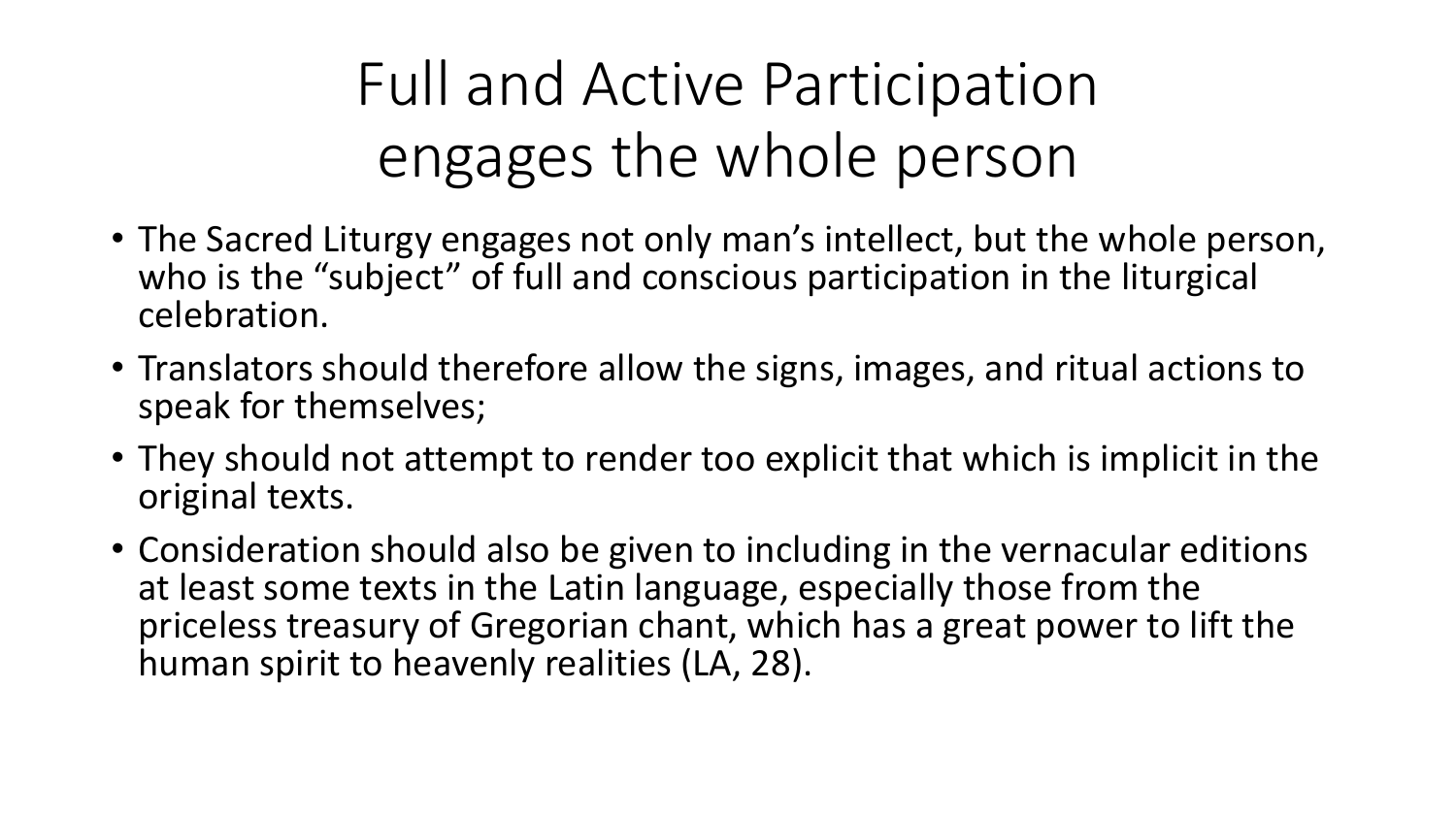# Full and Active Participation engages the whole person

- The Sacred Liturgy engages not only man's intellect, but the whole person, who is the "subject" of full and conscious participation in the liturgical celebration.
- Translators should therefore allow the signs, images, and ritual actions to speak for themselves;
- They should not attempt to render too explicit that which is implicit in the original texts.
- Consideration should also be given to including in the vernacular editions at least some texts in the Latin language, especially those from the priceless treasury of Gregorian chant, which has a great power to lift the human spirit to heavenly realities (LA, 28).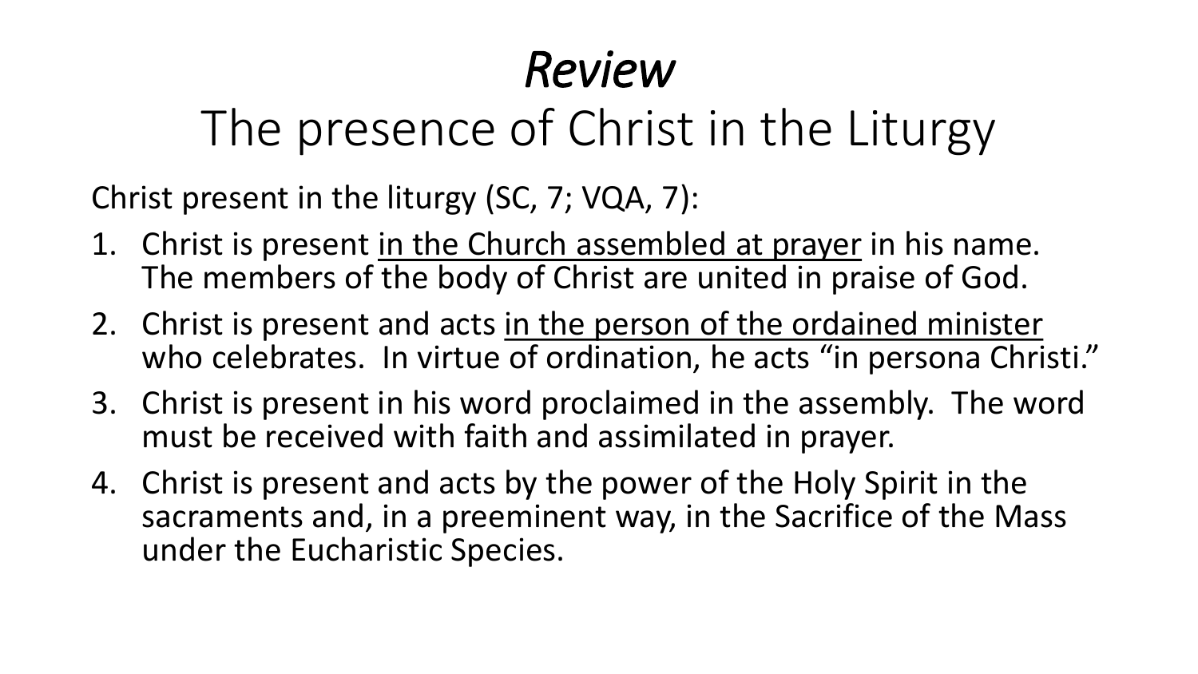# *Review*
## The presence of Christ in the Liturgy

Christ present in the liturgy (SC, 7; VQA, 7):

1. Christ is present <u>in the Church assembled at prayer</u> in his name. The members of the body of Christ are united in praise of God.
2. Christ is present and acts <u>in the person of the ordained minister</u> who celebrates. In virtue of ordination, he acts "in persona Christi."
3. Christ is present in his word proclaimed in the assembly. The word must be received with faith and assimilated in prayer.
4. Christ is present and acts by the power of the Holy Spirit in the sacraments and, in a preeminent way, in the Sacrifice of the Mass under the Eucharistic Species.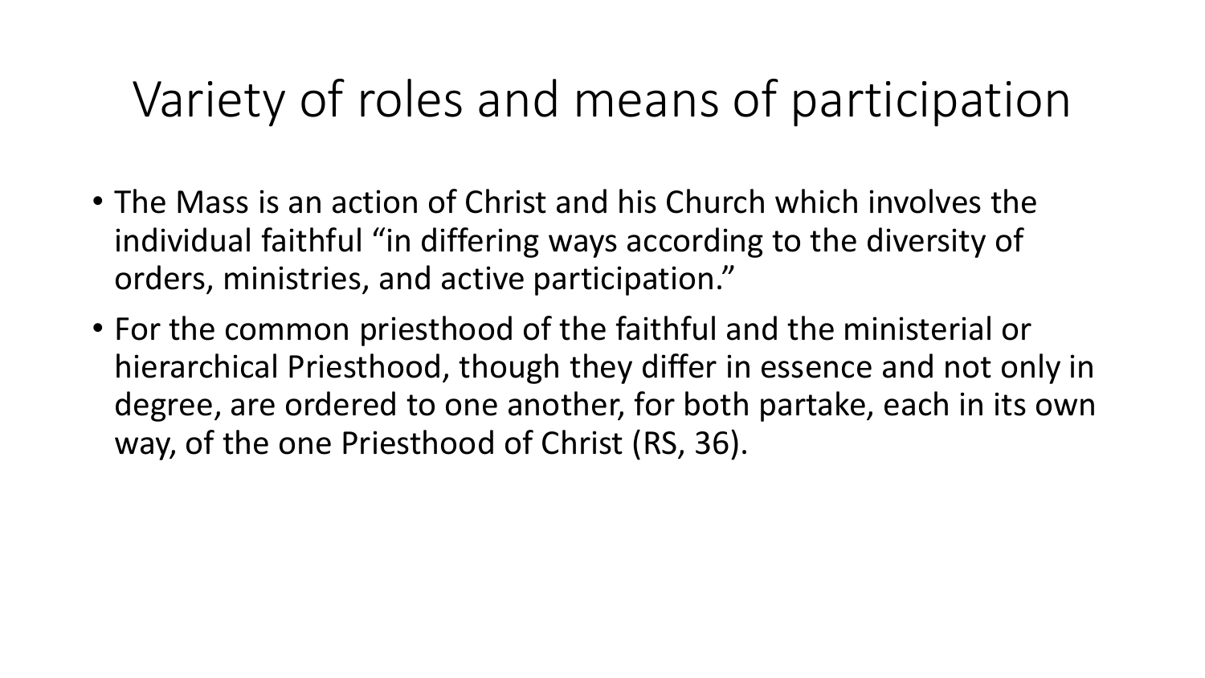# Variety of roles and means of participation

- The Mass is an action of Christ and his Church which involves the individual faithful "in differing ways according to the diversity of orders, ministries, and active participation."
- For the common priesthood of the faithful and the ministerial or hierarchical Priesthood, though they differ in essence and not only in degree, are ordered to one another, for both partake, each in its own way, of the one Priesthood of Christ (RS, 36).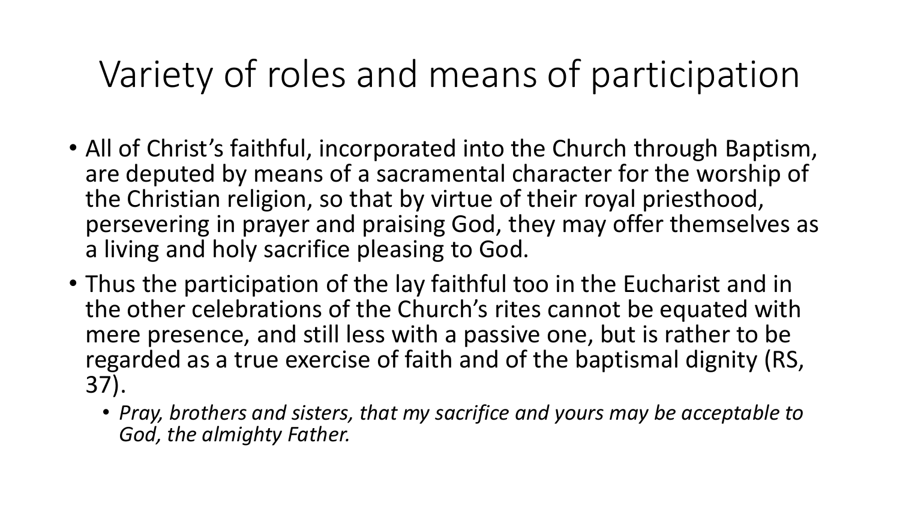# Variety of roles and means of participation

- All of Christ's faithful, incorporated into the Church through Baptism, are deputed by means of a sacramental character for the worship of the Christian religion, so that by virtue of their royal priesthood, persevering in prayer and praising God, they may offer themselves as a living and holy sacrifice pleasing to God.
- Thus the participation of the lay faithful too in the Eucharist and in the other celebrations of the Church's rites cannot be equated with mere presence, and still less with a passive one, but is rather to be regarded as a true exercise of faith and of the baptismal dignity (RS, 37).
    - *Pray, brothers and sisters, that my sacrifice and yours may be acceptable to God, the almighty Father.*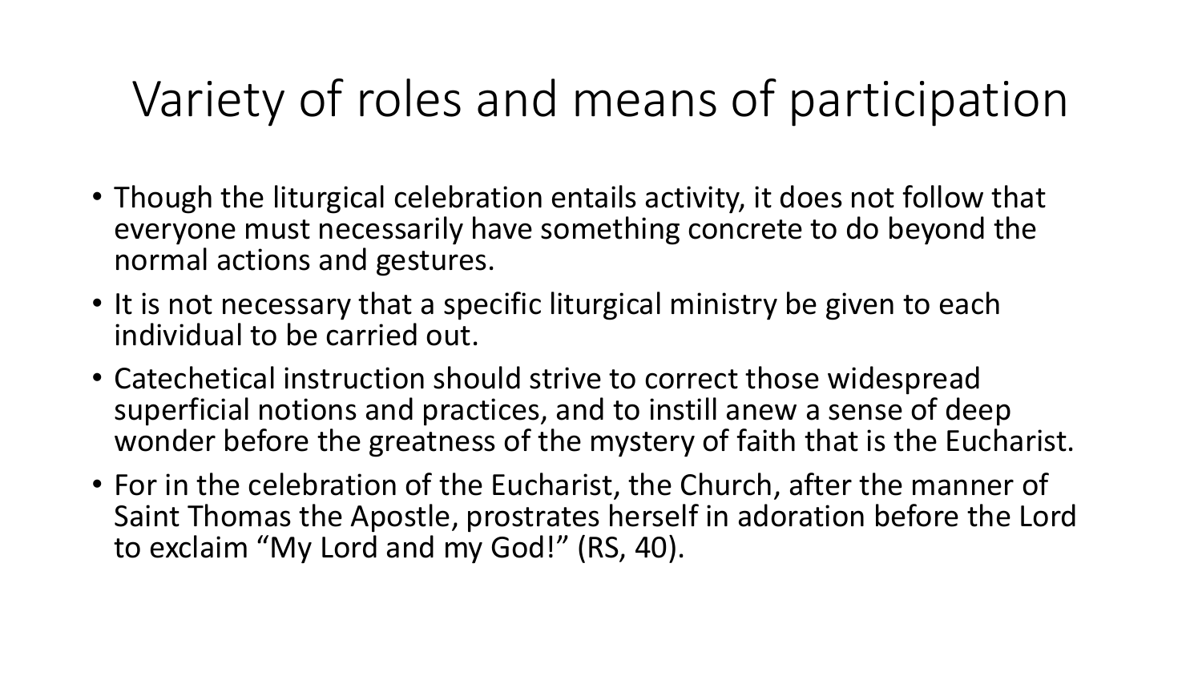# Variety of roles and means of participation

- Though the liturgical celebration entails activity, it does not follow that everyone must necessarily have something concrete to do beyond the normal actions and gestures.
- It is not necessary that a specific liturgical ministry be given to each individual to be carried out.
- Catechetical instruction should strive to correct those widespread superficial notions and practices, and to instill anew a sense of deep wonder before the greatness of the mystery of faith that is the Eucharist.
- For in the celebration of the Eucharist, the Church, after the manner of Saint Thomas the Apostle, prostrates herself in adoration before the Lord to exclaim “My Lord and my God!” (RS, 40).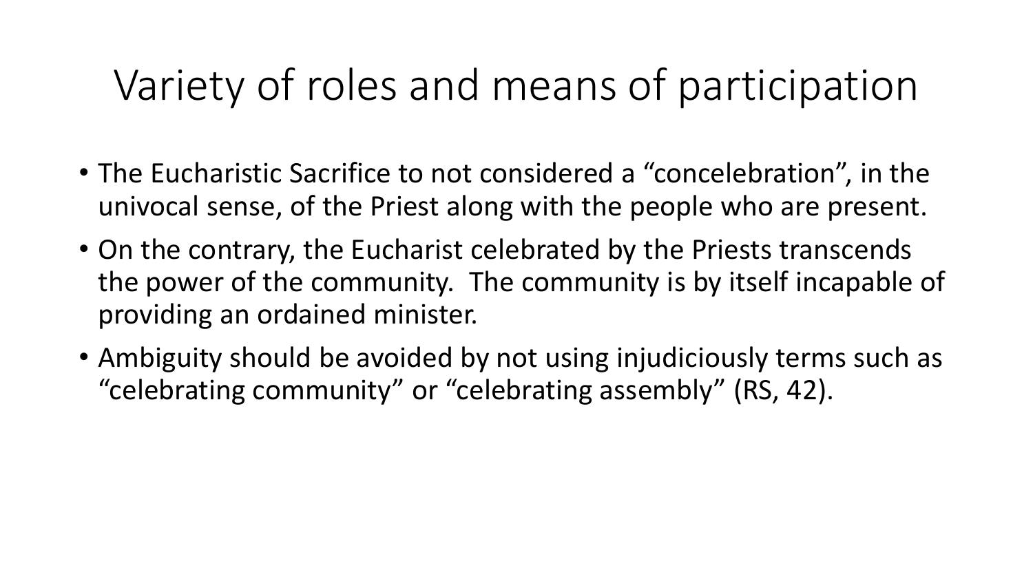# Variety of roles and means of participation

- The Eucharistic Sacrifice to not considered a “concelebration”, in the univocal sense, of the Priest along with the people who are present.
- On the contrary, the Eucharist celebrated by the Priests transcends the power of the community. The community is by itself incapable of providing an ordained minister.
- Ambiguity should be avoided by not using injudiciously terms such as “celebrating community” or “celebrating assembly” (RS, 42).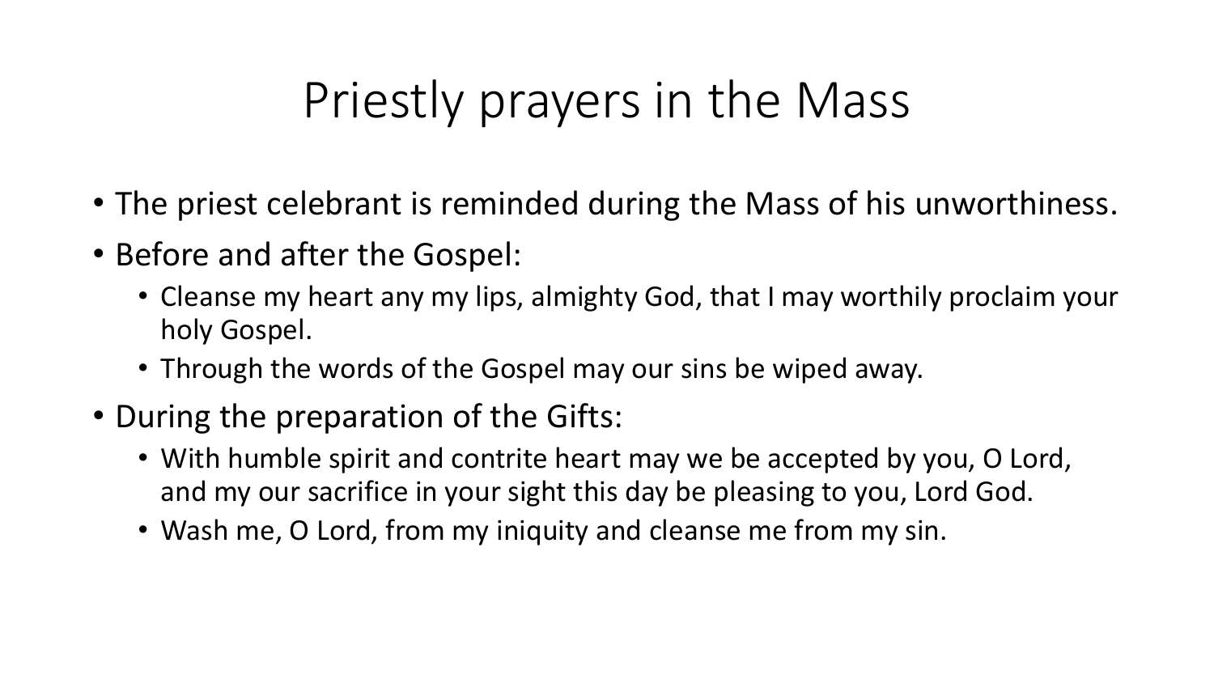# Priestly prayers in the Mass

- The priest celebrant is reminded during the Mass of his unworthiness.
- Before and after the Gospel:
  - Cleanse my heart any my lips, almighty God, that I may worthily proclaim your holy Gospel.
  - Through the words of the Gospel may our sins be wiped away.
- During the preparation of the Gifts:
  - With humble spirit and contrite heart may we be accepted by you, O Lord, and my our sacrifice in your sight this day be pleasing to you, Lord God.
  - Wash me, O Lord, from my iniquity and cleanse me from my sin.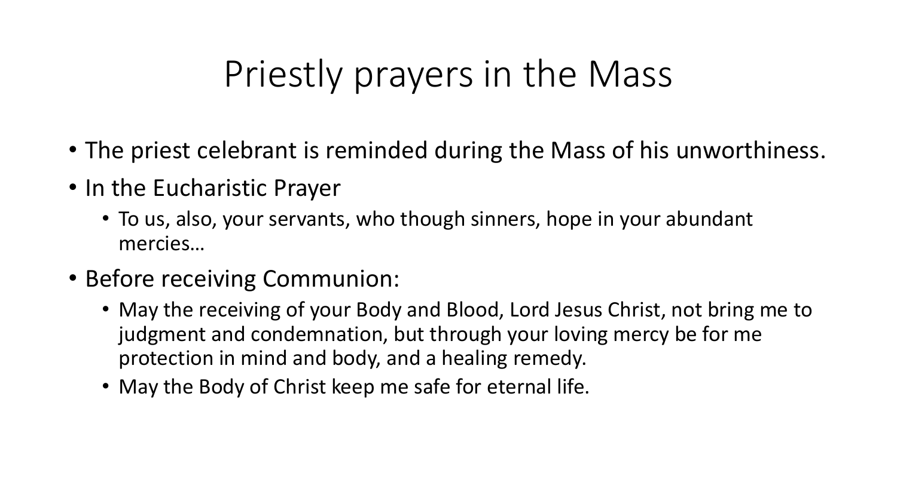# Priestly prayers in the Mass

- The priest celebrant is reminded during the Mass of his unworthiness.
- In the Eucharistic Prayer
  - To us, also, your servants, who though sinners, hope in your abundant mercies…
- Before receiving Communion:
  - May the receiving of your Body and Blood, Lord Jesus Christ, not bring me to judgment and condemnation, but through your loving mercy be for me protection in mind and body, and a healing remedy.
  - May the Body of Christ keep me safe for eternal life.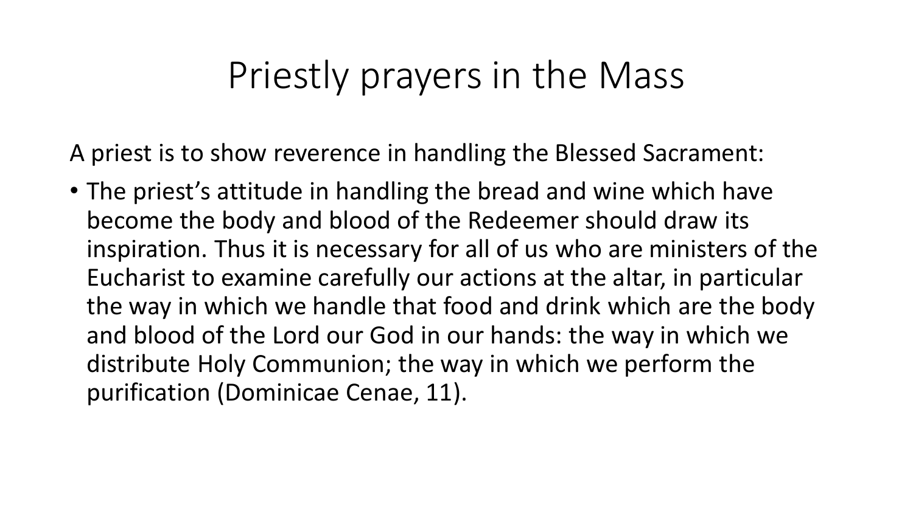# Priestly prayers in the Mass

A priest is to show reverence in handling the Blessed Sacrament:

- The priest's attitude in handling the bread and wine which have become the body and blood of the Redeemer should draw its inspiration. Thus it is necessary for all of us who are ministers of the Eucharist to examine carefully our actions at the altar, in particular the way in which we handle that food and drink which are the body and blood of the Lord our God in our hands: the way in which we distribute Holy Communion; the way in which we perform the purification (Dominicae Cenae, 11).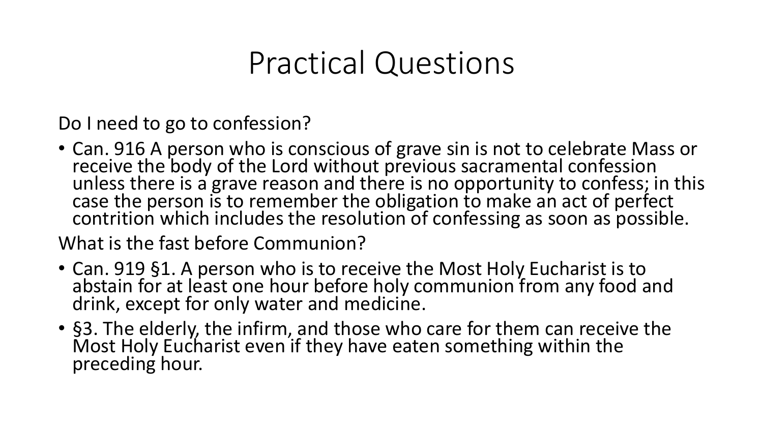# Practical Questions

Do I need to go to confession?

- Can. 916 A person who is conscious of grave sin is not to celebrate Mass or receive the body of the Lord without previous sacramental confession unless there is a grave reason and there is no opportunity to confess; in this case the person is to remember the obligation to make an act of perfect contrition which includes the resolution of confessing as soon as possible.

What is the fast before Communion?

- Can. 919 §1. A person who is to receive the Most Holy Eucharist is to abstain for at least one hour before holy communion from any food and drink, except for only water and medicine.
- §3. The elderly, the infirm, and those who care for them can receive the Most Holy Eucharist even if they have eaten something within the preceding hour.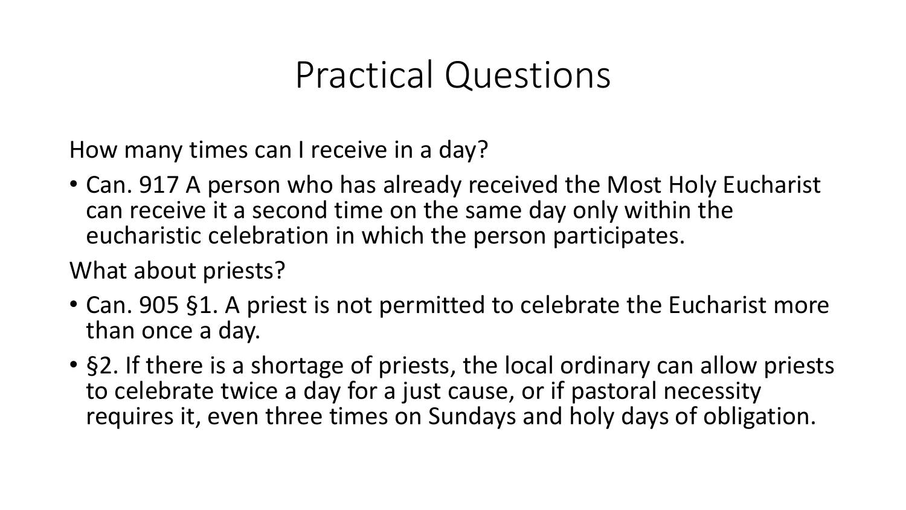# Practical Questions

How many times can I receive in a day?

- Can. 917 A person who has already received the Most Holy Eucharist can receive it a second time on the same day only within the eucharistic celebration in which the person participates.

What about priests?

- Can. 905 §1. A priest is not permitted to celebrate the Eucharist more than once a day.
- §2. If there is a shortage of priests, the local ordinary can allow priests to celebrate twice a day for a just cause, or if pastoral necessity requires it, even three times on Sundays and holy days of obligation.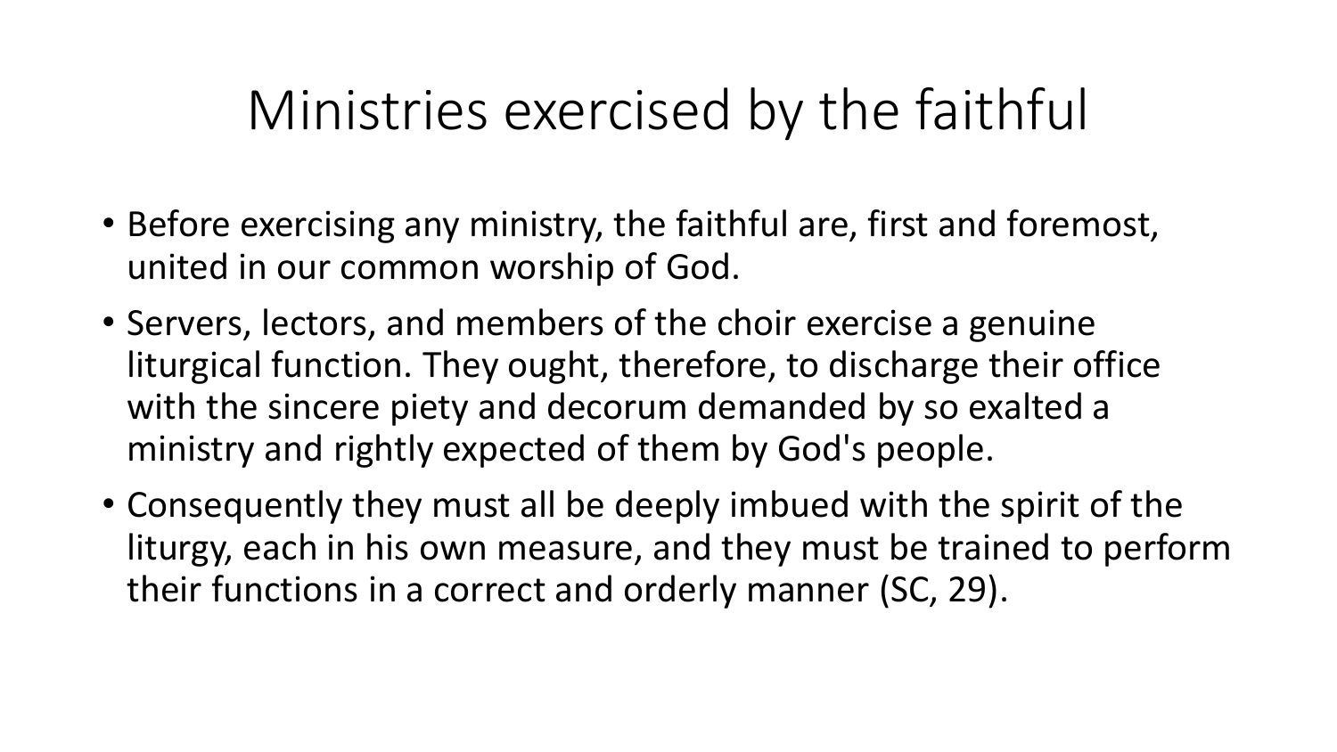# Ministries exercised by the faithful

- Before exercising any ministry, the faithful are, first and foremost, united in our common worship of God.
- Servers, lectors, and members of the choir exercise a genuine liturgical function. They ought, therefore, to discharge their office with the sincere piety and decorum demanded by so exalted a ministry and rightly expected of them by God's people.
- Consequently they must all be deeply imbued with the spirit of the liturgy, each in his own measure, and they must be trained to perform their functions in a correct and orderly manner (SC, 29).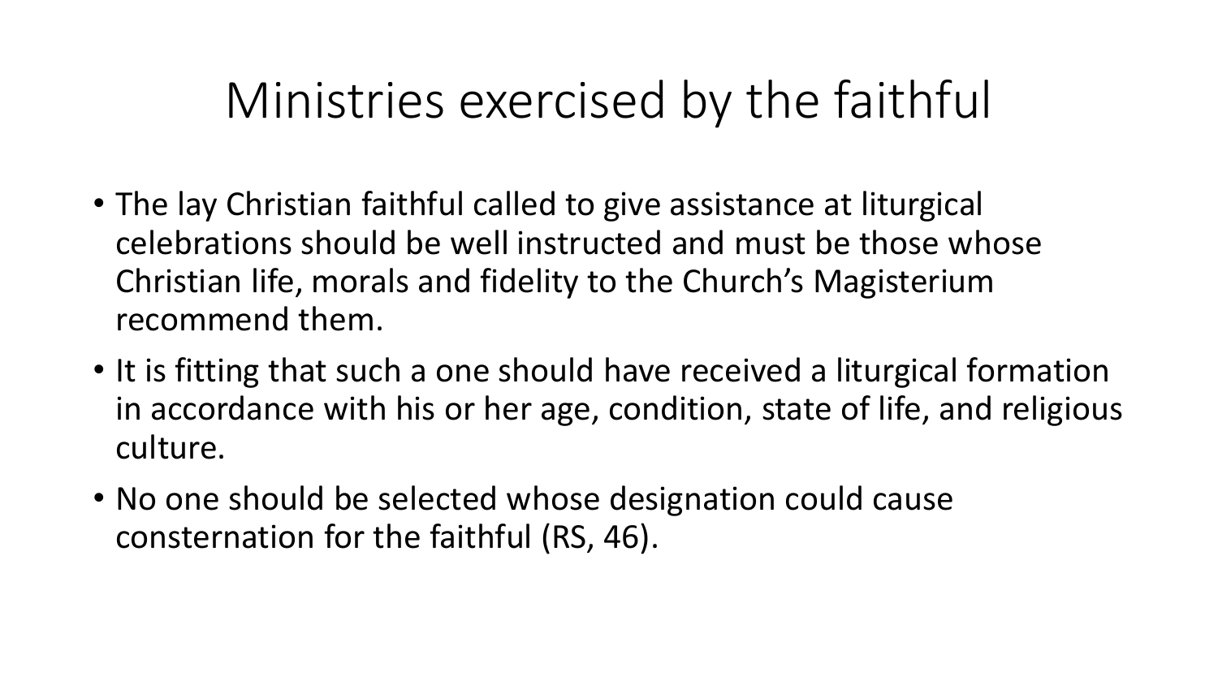# Ministries exercised by the faithful

- The lay Christian faithful called to give assistance at liturgical celebrations should be well instructed and must be those whose Christian life, morals and fidelity to the Church's Magisterium recommend them.
- It is fitting that such a one should have received a liturgical formation in accordance with his or her age, condition, state of life, and religious culture.
- No one should be selected whose designation could cause consternation for the faithful (RS, 46).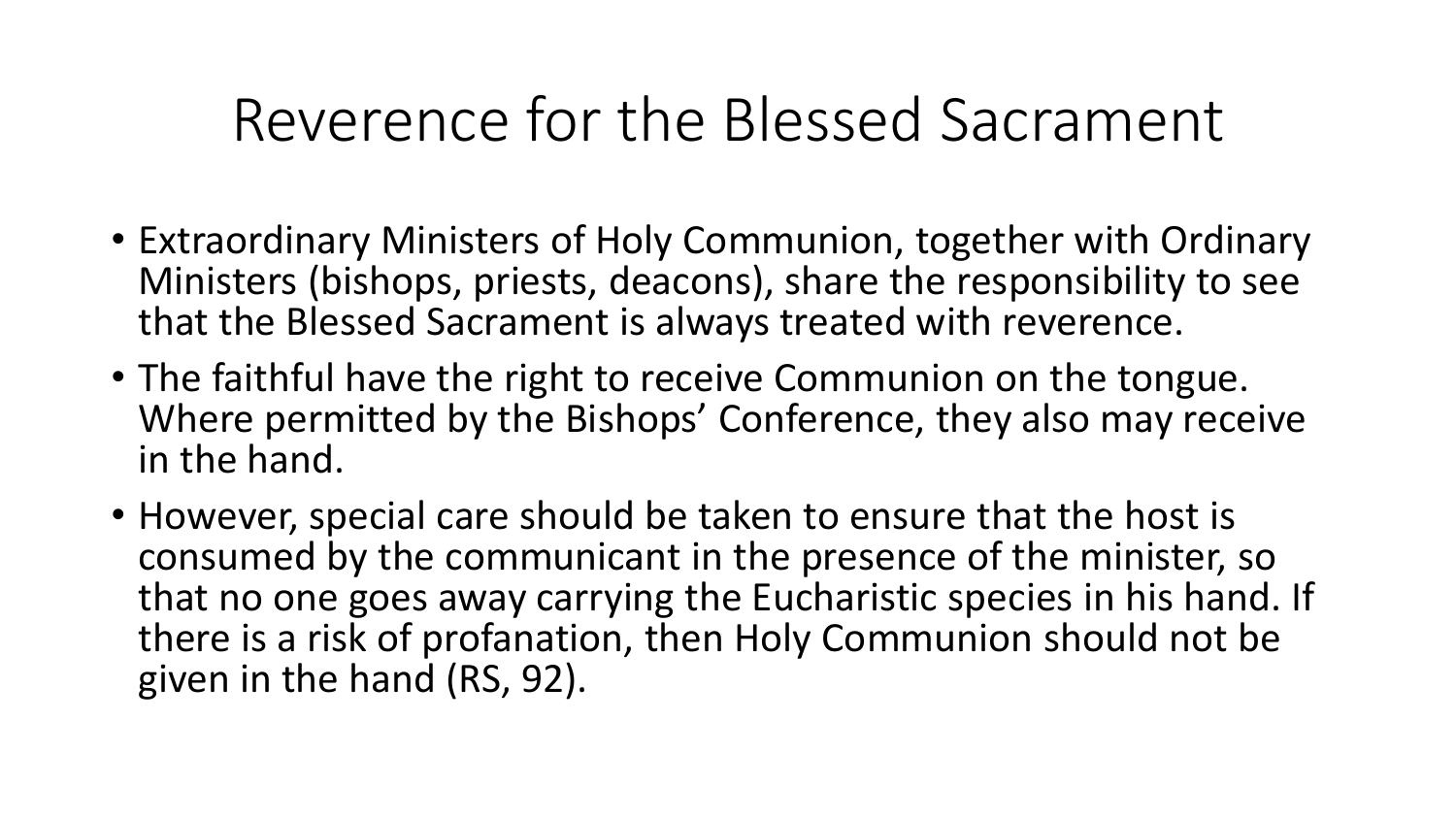# Reverence for the Blessed Sacrament

- Extraordinary Ministers of Holy Communion, together with Ordinary Ministers (bishops, priests, deacons), share the responsibility to see that the Blessed Sacrament is always treated with reverence.
- The faithful have the right to receive Communion on the tongue. Where permitted by the Bishops' Conference, they also may receive in the hand.
- However, special care should be taken to ensure that the host is consumed by the communicant in the presence of the minister, so that no one goes away carrying the Eucharistic species in his hand. If there is a risk of profanation, then Holy Communion should not be given in the hand (RS, 92).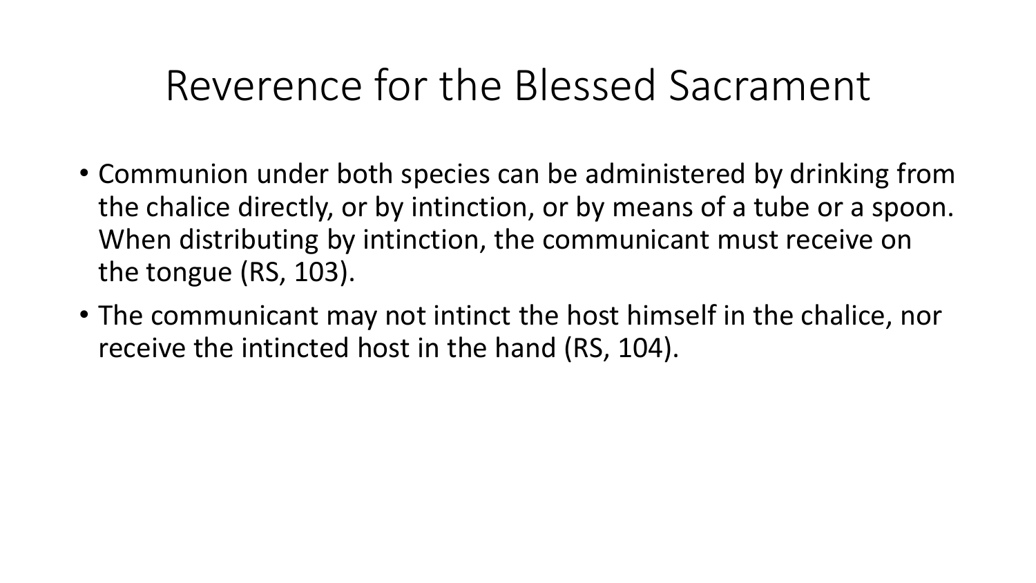# Reverence for the Blessed Sacrament

- Communion under both species can be administered by drinking from the chalice directly, or by intinction, or by means of a tube or a spoon. When distributing by intinction, the communicant must receive on the tongue (RS, 103).
- The communicant may not intinct the host himself in the chalice, nor receive the intincted host in the hand (RS, 104).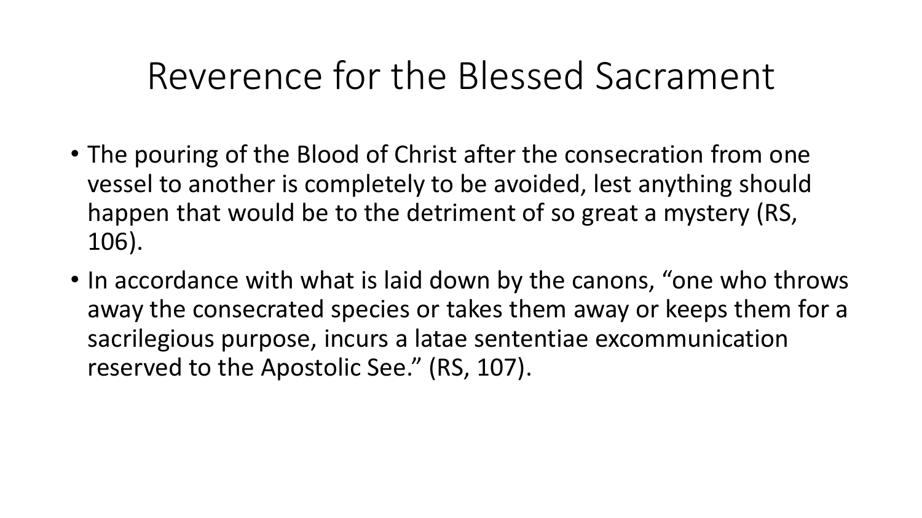# Reverence for the Blessed Sacrament

- The pouring of the Blood of Christ after the consecration from one vessel to another is completely to be avoided, lest anything should happen that would be to the detriment of so great a mystery (RS, 106).
- In accordance with what is laid down by the canons, “one who throws away the consecrated species or takes them away or keeps them for a sacrilegious purpose, incurs a latae sententiae excommunication reserved to the Apostolic See.” (RS, 107).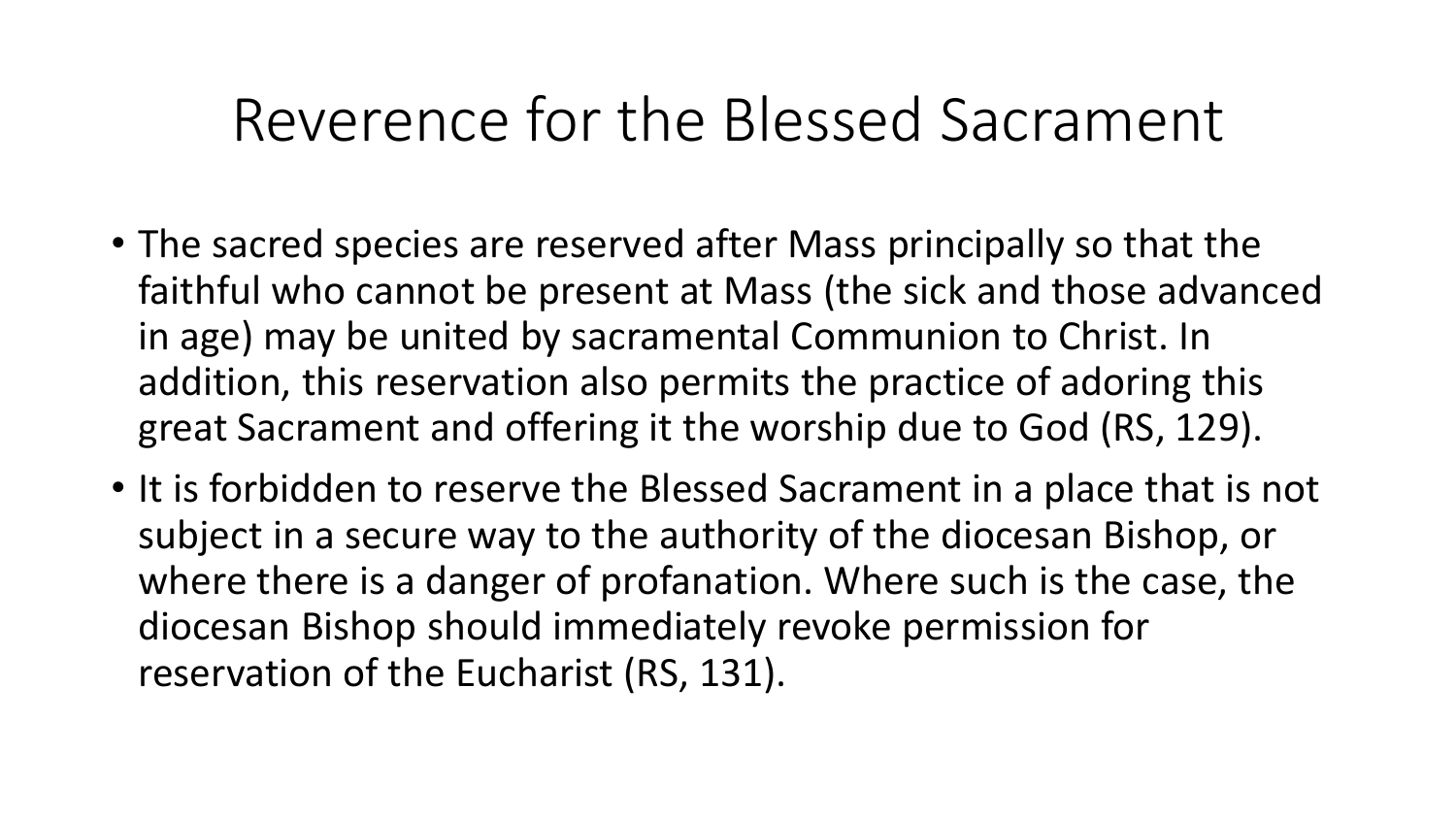# Reverence for the Blessed Sacrament

- The sacred species are reserved after Mass principally so that the faithful who cannot be present at Mass (the sick and those advanced in age) may be united by sacramental Communion to Christ. In addition, this reservation also permits the practice of adoring this great Sacrament and offering it the worship due to God (RS, 129).
- It is forbidden to reserve the Blessed Sacrament in a place that is not subject in a secure way to the authority of the diocesan Bishop, or where there is a danger of profanation. Where such is the case, the diocesan Bishop should immediately revoke permission for reservation of the Eucharist (RS, 131).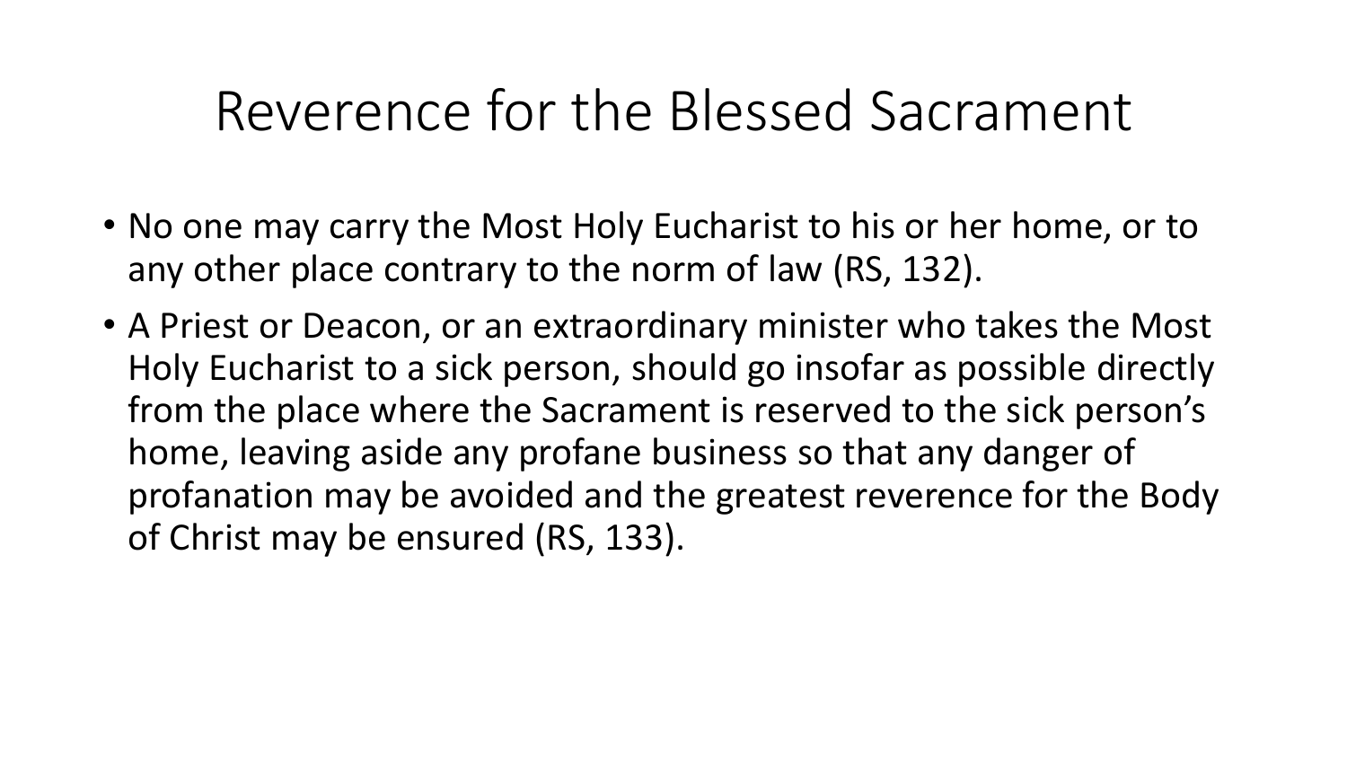# Reverence for the Blessed Sacrament

- No one may carry the Most Holy Eucharist to his or her home, or to any other place contrary to the norm of law (RS, 132).
- A Priest or Deacon, or an extraordinary minister who takes the Most Holy Eucharist to a sick person, should go insofar as possible directly from the place where the Sacrament is reserved to the sick person's home, leaving aside any profane business so that any danger of profanation may be avoided and the greatest reverence for the Body of Christ may be ensured (RS, 133).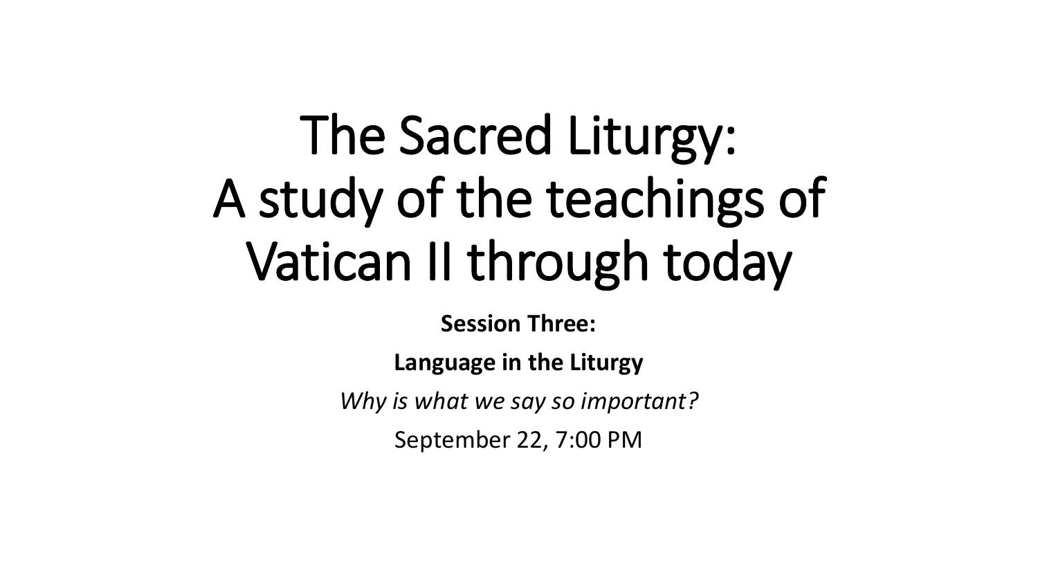# The Sacred Liturgy: A study of the teachings of Vatican II through today

**Session Three:**

**Language in the Liturgy**

*Why is what we say so important?*

September 22, 7:00 PM